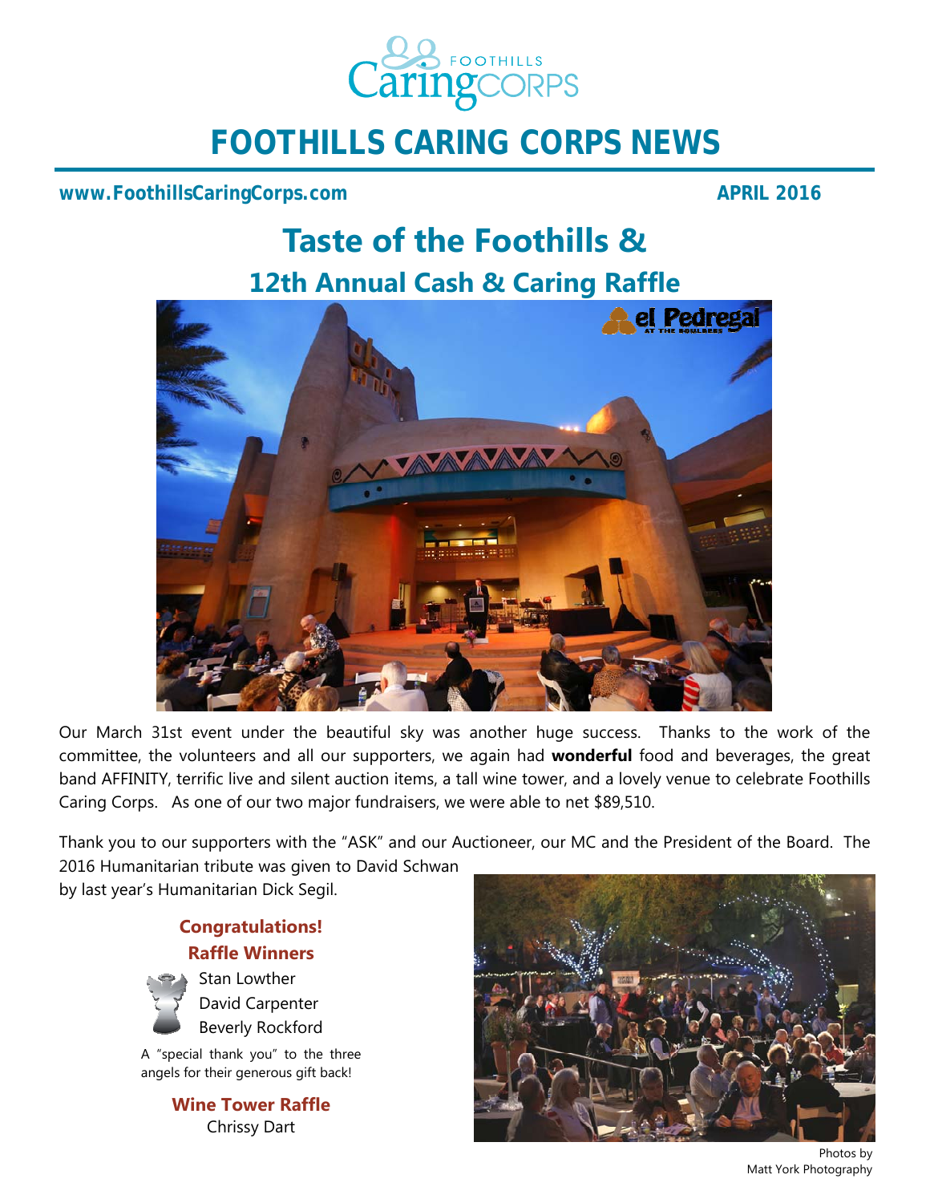# FOOTHILLS CARING CORPS NEWS

**www.FoothillsCaringCorps.com** **APRIL 2016**

## Taste of the Foothills &

## 12th Annual Cash & Caring Raffle

Our March 31st event under the beautiful sky was another huge success. Thanks to the work of the committee, the volunteers and all our supporters, we again had **wonderful** food and beverages, the great band AFFINITY, terrific live and silent auction items, a tall wine tower, and a lovely venue to celebrate Foothills Caring Corps. As one of our two major fundraisers, we were able to net $89,510.

Thank you to our supporters with the "ASK" and our Auctioneer, our MC and the President of the Board. The 2016 Humanitarian tribute was given to David Schwan by last year's Humanitarian Dick Segil.

### Congratulations!
### Raffle Winners

Stan Lowther
David Carpenter
Beverly Rockford

A "special thank you" to the three angels for their generous gift back!

### Wine Tower Raffle

Chrissy Dart

Photos by Matt York Photography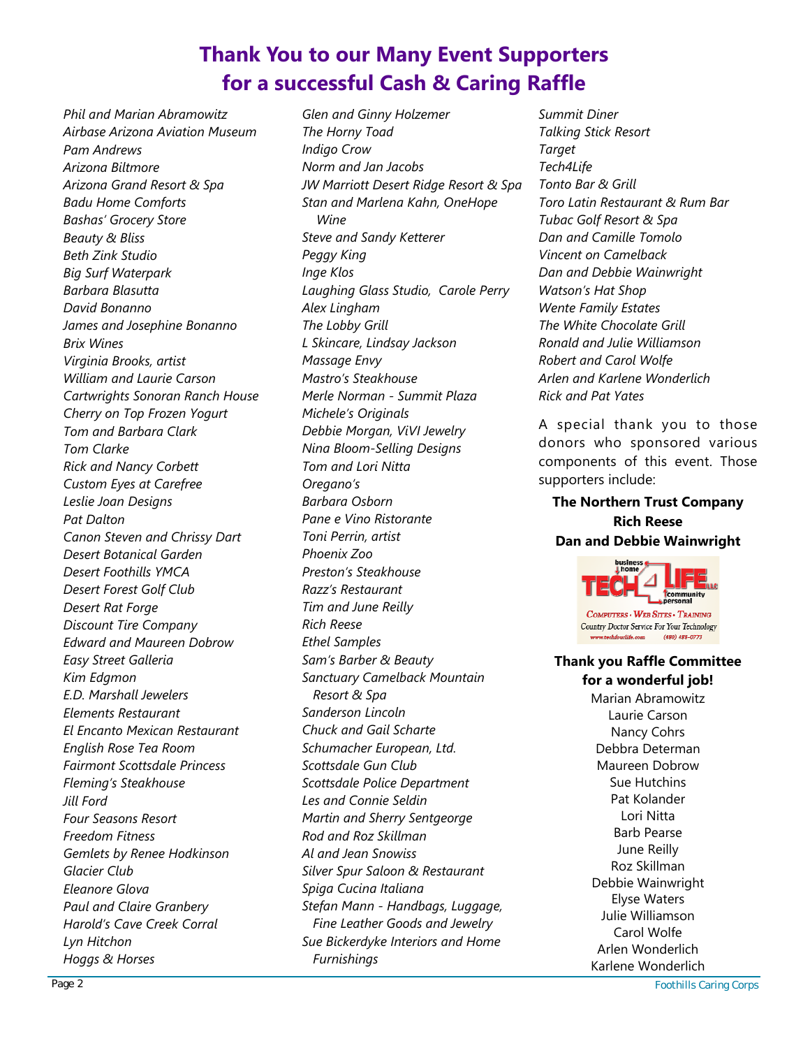# Thank You to our Many Event Supporters for a successful Cash & Caring Raffle

*Phil and Marian Abramowitz*
*Airbase Arizona Aviation Museum*
*Pam Andrews*
*Arizona Biltmore*
*Arizona Grand Resort & Spa*
*Badu Home Comforts*
*Bashas' Grocery Store*
*Beauty & Bliss*
*Beth Zink Studio*
*Big Surf Waterpark*
*Barbara Blasutta*
*David Bonanno*
*James and Josephine Bonanno*
*Brix Wines*
*Virginia Brooks, artist*
*William and Laurie Carson*
*Cartwrights Sonoran Ranch House*
*Cherry on Top Frozen Yogurt*
*Tom and Barbara Clark*
*Tom Clarke*
*Rick and Nancy Corbett*
*Custom Eyes at Carefree*
*Leslie Joan Designs*
*Pat Dalton*
*Canon Steven and Chrissy Dart*
*Desert Botanical Garden*
*Desert Foothills YMCA*
*Desert Forest Golf Club*
*Desert Rat Forge*
*Discount Tire Company*
*Edward and Maureen Dobrow*
*Easy Street Galleria*
*Kim Edgmon*
*E.D. Marshall Jewelers*
*Elements Restaurant*
*El Encanto Mexican Restaurant*
*English Rose Tea Room*
*Fairmont Scottsdale Princess*
*Fleming's Steakhouse*
*Jill Ford*
*Four Seasons Resort*
*Freedom Fitness*
*Gemlets by Renee Hodkinson*
*Glacier Club*
*Eleanore Glova*
*Paul and Claire Granbery*
*Harold's Cave Creek Corral*
*Lyn Hitchon*
*Hoggs & Horses*
*Glen and Ginny Holzemer*
*The Horny Toad*
*Indigo Crow*
*Norm and Jan Jacobs*
*JW Marriott Desert Ridge Resort & Spa*
*Stan and Marlena Kahn, OneHope Wine*
*Steve and Sandy Ketterer*
*Peggy King*
*Inge Klos*
*Laughing Glass Studio, Carole Perry*
*Alex Lingham*
*The Lobby Grill*
*L Skincare, Lindsay Jackson*
*Massage Envy*
*Mastro's Steakhouse*
*Merle Norman - Summit Plaza*
*Michele's Originals*
*Debbie Morgan, ViVI Jewelry*
*Nina Bloom-Selling Designs*
*Tom and Lori Nitta*
*Oregano's*
*Barbara Osborn*
*Pane e Vino Ristorante*
*Toni Perrin, artist*
*Phoenix Zoo*
*Preston's Steakhouse*
*Razz's Restaurant*
*Tim and June Reilly*
*Rich Reese*
*Ethel Samples*
*Sam's Barber & Beauty*
*Sanctuary Camelback Mountain Resort & Spa*
*Sanderson Lincoln*
*Chuck and Gail Scharte*
*Schumacher European, Ltd.*
*Scottsdale Gun Club*
*Scottsdale Police Department*
*Les and Connie Seldin*
*Martin and Sherry Sentgeorge*
*Rod and Roz Skillman*
*Al and Jean Snowiss*
*Silver Spur Saloon & Restaurant*
*Spiga Cucina Italiana*
*Stefan Mann - Handbags, Luggage, Fine Leather Goods and Jewelry*
*Sue Bickerdyke Interiors and Home Furnishings*
*Summit Diner*
*Talking Stick Resort*
*Target*
*Tech4Life*
*Tonto Bar & Grill*
*Toro Latin Restaurant & Rum Bar*
*Tubac Golf Resort & Spa*
*Dan and Camille Tomolo*
*Vincent on Camelback*
*Dan and Debbie Wainwright*
*Watson's Hat Shop*
*Wente Family Estates*
*The White Chocolate Grill*
*Ronald and Julie Williamson*
*Robert and Carol Wolfe*
*Arlen and Karlene Wonderlich*
*Rick and Pat Yates*

A special thank you to those donors who sponsored various components of this event. Those supporters include:

**The Northern Trust Company**
**Rich Reese**
**Dan and Debbie Wainwright**

business home TECH 4 LIFE LLC community personal
COMPUTERS · WEB SITES · TRAINING
Country Doctor Service For Your Technology
www.techfourlife.com (480) 488-0773

**Thank you Raffle Committee for a wonderful job!**

Marian Abramowitz
Laurie Carson
Nancy Cohrs
Debbra Determan
Maureen Dobrow
Sue Hutchins
Pat Kolander
Lori Nitta
Barb Pearse
June Reilly
Roz Skillman
Debbie Wainwright
Elyse Waters
Julie Williamson
Carol Wolfe
Arlen Wonderlich
Karlene Wonderlich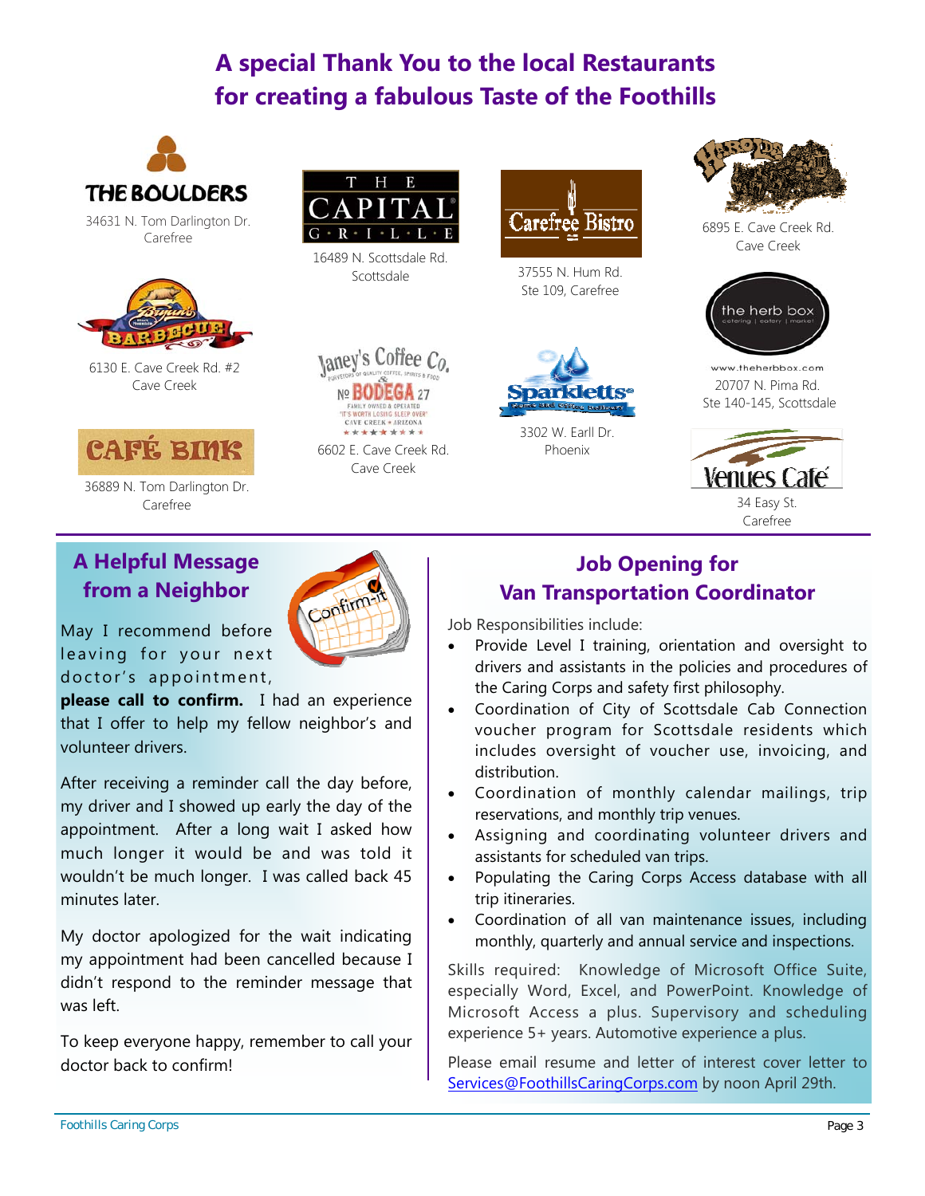# A special Thank You to the local Restaurants for creating a fabulous Taste of the Foothills

THE BOULDERS
34631 N. Tom Darlington Dr.
Carefree

THE CAPITAL GRILLE
16489 N. Scottsdale Rd.
Scottsdale

Carefree Bistro
37555 N. Hum Rd.
Ste 109, Carefree

6895 E. Cave Creek Rd.
Cave Creek

Bryan's Barbecue
6130 E. Cave Creek Rd. #2
Cave Creek

Janey's Coffee Co. & № BODEGA 27
6602 E. Cave Creek Rd.
Cave Creek

Sparkletts
3302 W. Earll Dr.
Phoenix

the herb box
www.theherbbox.com
20707 N. Pima Rd.
Ste 140-145, Scottsdale

CAFÉ BINK
36889 N. Tom Darlington Dr.
Carefree

Venues Café
34 Easy St.
Carefree

## A Helpful Message from a Neighbor

May I recommend before leaving for your next doctor's appointment, **please call to confirm.** I had an experience that I offer to help my fellow neighbor's and volunteer drivers.

After receiving a reminder call the day before, my driver and I showed up early the day of the appointment. After a long wait I asked how much longer it would be and was told it wouldn't be much longer. I was called back 45 minutes later.

My doctor apologized for the wait indicating my appointment had been cancelled because I didn't respond to the reminder message that was left.

To keep everyone happy, remember to call your doctor back to confirm!

## Job Opening for Van Transportation Coordinator

Job Responsibilities include:

- Provide Level I training, orientation and oversight to drivers and assistants in the policies and procedures of the Caring Corps and safety first philosophy.
- Coordination of City of Scottsdale Cab Connection voucher program for Scottsdale residents which includes oversight of voucher use, invoicing, and distribution.
- Coordination of monthly calendar mailings, trip reservations, and monthly trip venues.
- Assigning and coordinating volunteer drivers and assistants for scheduled van trips.
- Populating the Caring Corps Access database with all trip itineraries.
- Coordination of all van maintenance issues, including monthly, quarterly and annual service and inspections.

Skills required: Knowledge of Microsoft Office Suite, especially Word, Excel, and PowerPoint. Knowledge of Microsoft Access a plus. Supervisory and scheduling experience 5+ years. Automotive experience a plus.

Please email resume and letter of interest cover letter to Services@FoothillsCaringCorps.com by noon April 29th.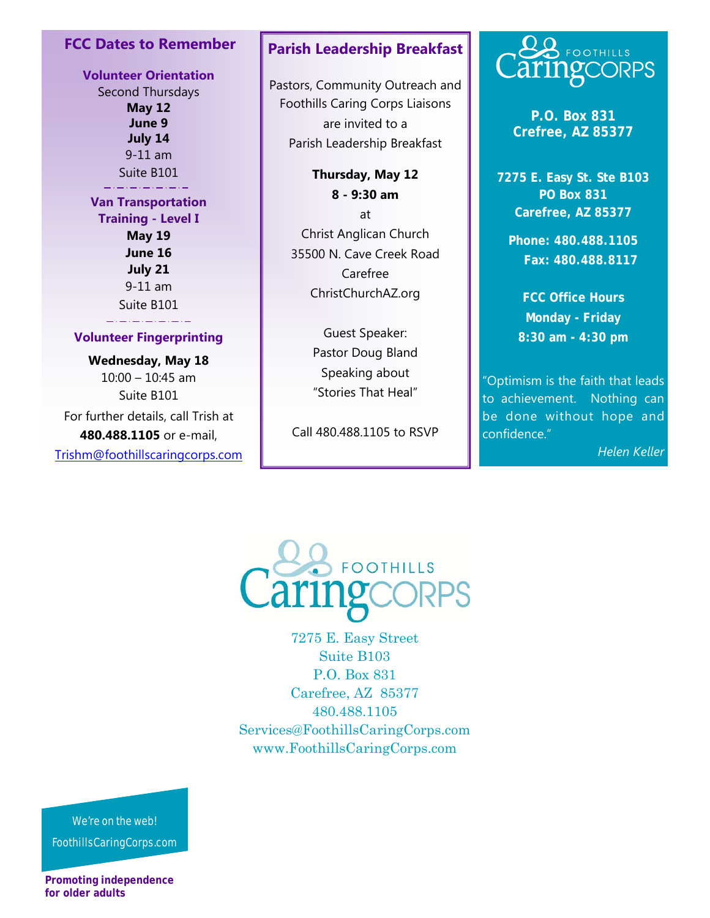## FCC Dates to Remember

**Volunteer Orientation**

Second Thursdays
**May 12**
**June 9**
**July 14**
9-11 am
Suite B101

**Van Transportation Training - Level I**

**May 19**
**June 16**
**July 21**
9-11 am
Suite B101

**Volunteer Fingerprinting**

**Wednesday, May 18**
10:00 – 10:45 am
Suite B101

For further details, call Trish at **480.488.1105** or e-mail, Trishm@foothillscaringcorps.com

## Parish Leadership Breakfast

Pastors, Community Outreach and Foothills Caring Corps Liaisons are invited to a Parish Leadership Breakfast

**Thursday, May 12**
**8 - 9:30 am**
at
Christ Anglican Church
35500 N. Cave Creek Road
Carefree
ChristChurchAZ.org

Guest Speaker:
Pastor Doug Bland
Speaking about
"Stories That Heal"

Call 480.488.1105 to RSVP

## Foothills Caring Corps

**P.O. Box 831**
**Crefree, AZ 85377**

**7275 E. Easy St. Ste B103**
**PO Box 831**
**Carefree, AZ 85377**

**Phone: 480.488.1105**
**Fax: 480.488.8117**

**FCC Office Hours**
**Monday - Friday**
**8:30 am - 4:30 pm**

"Optimism is the faith that leads to achievement. Nothing can be done without hope and confidence."

*Helen Keller*

Foothills Caring Corps

7275 E. Easy Street
Suite B103
P.O. Box 831
Carefree, AZ 85377
480.488.1105
Services@FoothillsCaringCorps.com
www.FoothillsCaringCorps.com

We're on the web!
FoothillsCaringCorps.com

**Promoting independence for older adults**